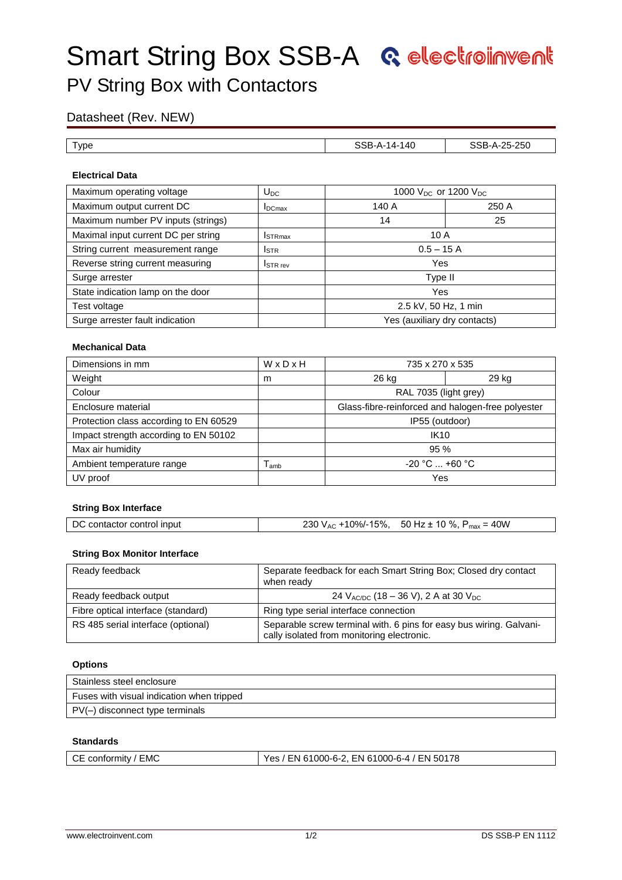# Smart String Box SSB-A

## PV String Box with Contactors

### Datasheet (Rev. NEW)

| Type | | SSB-A-14-140 | SSB-A-25-250 |
|---|---|---|---|

**Electrical Data**

| | | | |
|---|---|---|---|
| Maximum operating voltage | $U_{DC}$ | 1000 $V_{DC}$ or 1200 $V_{DC}$ | |
| Maximum output current DC | $I_{DCmax}$ | 140 A | 250 A |
| Maximum number PV inputs (strings) | | 14 | 25 |
| Maximal input current DC per string | $I_{STRmax}$ | 10 A | |
| String current measurement range | $I_{STR}$ | 0.5 – 15 A | |
| Reverse string current measuring | $I_{STR\ rev}$ | Yes | |
| Surge arrester | | Type II | |
| State indication lamp on the door | | Yes | |
| Test voltage | | 2.5 kV, 50 Hz, 1 min | |
| Surge arrester fault indication | | Yes (auxiliary dry contacts) | |

**Mechanical Data**

| | | | |
|---|---|---|---|
| Dimensions in mm | W x D x H | 735 x 270 x 535 | |
| Weight | m | 26 kg | 29 kg |
| Colour | | RAL 7035 (light grey) | |
| Enclosure material | | Glass-fibre-reinforced and halogen-free polyester | |
| Protection class according to EN 60529 | | IP55 (outdoor) | |
| Impact strength according to EN 50102 | | IK10 | |
| Max air humidity | | 95 % | |
| Ambient temperature range | $T_{amb}$ | -20 °C ... +60 °C | |
| UV proof | | Yes | |

**String Box Interface**

| | |
|---|---|
| DC contactor control input | 230 $V_{AC}$ +10%/-15%, 50 Hz ± 10 %, $P_{max}$ = 40W |

**String Box Monitor Interface**

| | |
|---|---|
| Ready feedback | Separate feedback for each Smart String Box; Closed dry contact when ready |
| Ready feedback output | 24 $V_{AC/DC}$ (18 – 36 V), 2 A at 30 $V_{DC}$ |
| Fibre optical interface (standard) | Ring type serial interface connection |
| RS 485 serial interface (optional) | Separable screw terminal with. 6 pins for easy bus wiring. Galvanically isolated from monitoring electronic. |

**Options**

| |
|---|
| Stainless steel enclosure |
| Fuses with visual indication when tripped |
| PV(–) disconnect type terminals |

**Standards**

| | |
|---|---|
| CE conformity / EMC | Yes / EN 61000-6-2, EN 61000-6-4 / EN 50178 |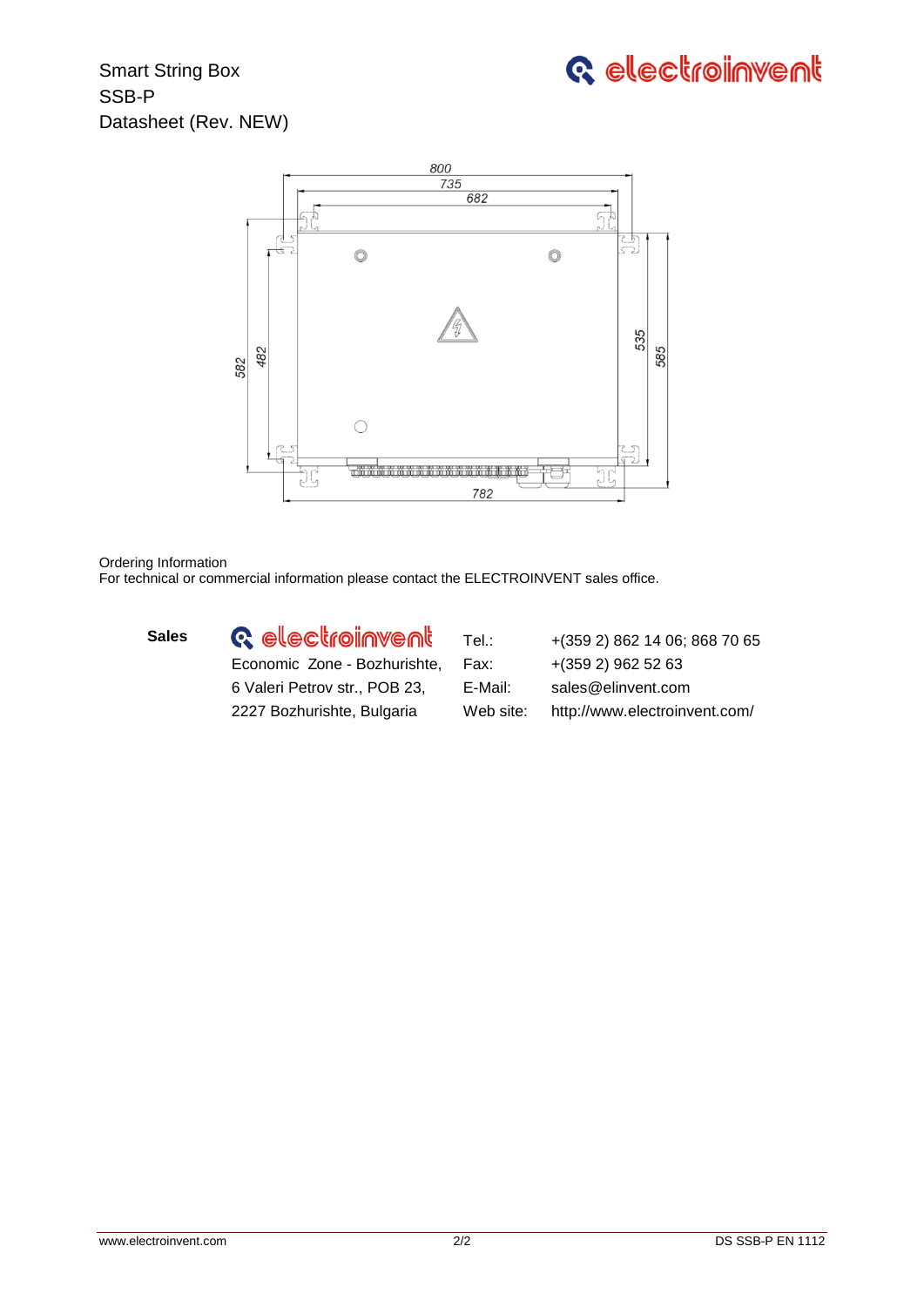Smart String Box
SSB-P
Datasheet (Rev. NEW)

800
735
682
582
482
535
585
782

Ordering Information
For technical or commercial information please contact the ELECTROINVENT sales office.

| | | | |
|---|---|---|---|
| **Sales** | electroinvent | Tel.: | +(359 2) 862 14 06; 868 70 65 |
| | Economic Zone - Bozhurishte, | Fax: | +(359 2) 962 52 63 |
| | 6 Valeri Petrov str., POB 23, | E-Mail: | sales@elinvent.com |
| | 2227 Bozhurishte, Bulgaria | Web site: | http://www.electroinvent.com/ |